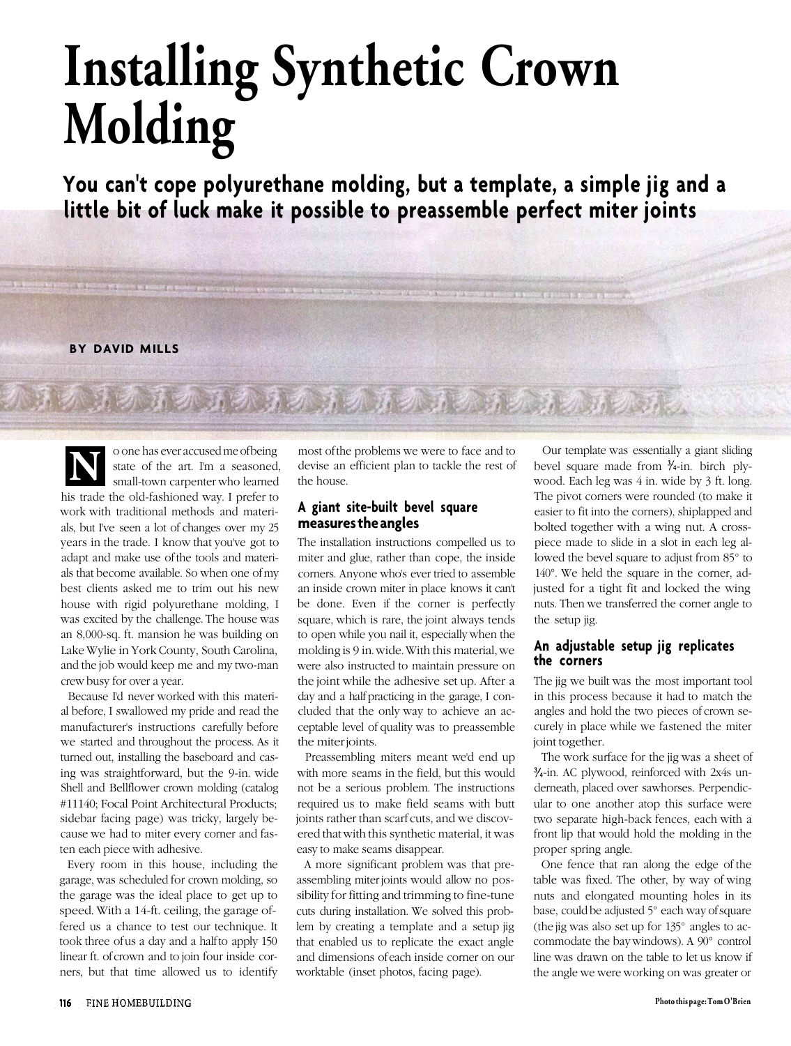# Installing Synthetic Crown Molding

**You can't cope polyurethane molding, but a template, a simple jig and a little bit of luck make it possible to preassemble perfect miter joints**

**BY DAVID MILLS**

No one has ever accused me of being state of the art. I'm a seasoned, small-town carpenter who learned his trade the old-fashioned way. I prefer to work with traditional methods and materials, but I've seen a lot of changes over my 25 years in the trade. I know that you've got to adapt and make use of the tools and materials that become available. So when one of my best clients asked me to trim out his new house with rigid polyurethane molding, I was excited by the challenge. The house was an 8,000-sq. ft. mansion he was building on Lake Wylie in York County, South Carolina, and the job would keep me and my two-man crew busy for over a year.

Because I'd never worked with this material before, I swallowed my pride and read the manufacturer's instructions carefully before we started and throughout the process. As it turned out, installing the baseboard and casing was straightforward, but the 9-in. wide Shell and Bellflower crown molding (catalog #11140; Focal Point Architectural Products; sidebar facing page) was tricky, largely because we had to miter every corner and fasten each piece with adhesive.

Every room in this house, including the garage, was scheduled for crown molding, so the garage was the ideal place to get up to speed. With a 14-ft. ceiling, the garage offered us a chance to test our technique. It took three of us a day and a half to apply 150 linear ft. of crown and to join four inside corners, but that time allowed us to identify most of the problems we were to face and to devise an efficient plan to tackle the rest of the house.

## A giant site-built bevel square measures the angles

The installation instructions compelled us to miter and glue, rather than cope, the inside corners. Anyone who's ever tried to assemble an inside crown miter in place knows it can't be done. Even if the corner is perfectly square, which is rare, the joint always tends to open while you nail it, especially when the molding is 9 in. wide. With this material, we were also instructed to maintain pressure on the joint while the adhesive set up. After a day and a half practicing in the garage, I concluded that the only way to achieve an acceptable level of quality was to preassemble the miter joints.

Preassembling miters meant we'd end up with more seams in the field, but this would not be a serious problem. The instructions required us to make field seams with butt joints rather than scarf cuts, and we discovered that with this synthetic material, it was easy to make seams disappear.

A more significant problem was that preassembling miter joints would allow no possibility for fitting and trimming to fine-tune cuts during installation. We solved this problem by creating a template and a setup jig that enabled us to replicate the exact angle and dimensions of each inside corner on our worktable (inset photos, facing page).

Our template was essentially a giant sliding bevel square made from ¾-in. birch plywood. Each leg was 4 in. wide by 3 ft. long. The pivot corners were rounded (to make it easier to fit into the corners), shiplapped and bolted together with a wing nut. A crosspiece made to slide in a slot in each leg allowed the bevel square to adjust from 85° to 140°. We held the square in the corner, adjusted for a tight fit and locked the wing nuts. Then we transferred the corner angle to the setup jig.

## An adjustable setup jig replicates the corners

The jig we built was the most important tool in this process because it had to match the angles and hold the two pieces of crown securely in place while we fastened the miter joint together.

The work surface for the jig was a sheet of ¾-in. AC plywood, reinforced with 2x4s underneath, placed over sawhorses. Perpendicular to one another atop this surface were two separate high-back fences, each with a front lip that would hold the molding in the proper spring angle.

One fence that ran along the edge of the table was fixed. The other, by way of wing nuts and elongated mounting holes in its base, could be adjusted 5° each way of square (the jig was also set up for 135° angles to accommodate the bay windows). A 90° control line was drawn on the table to let us know if the angle we were working on was greater or

Photo this page: Tom O'Brien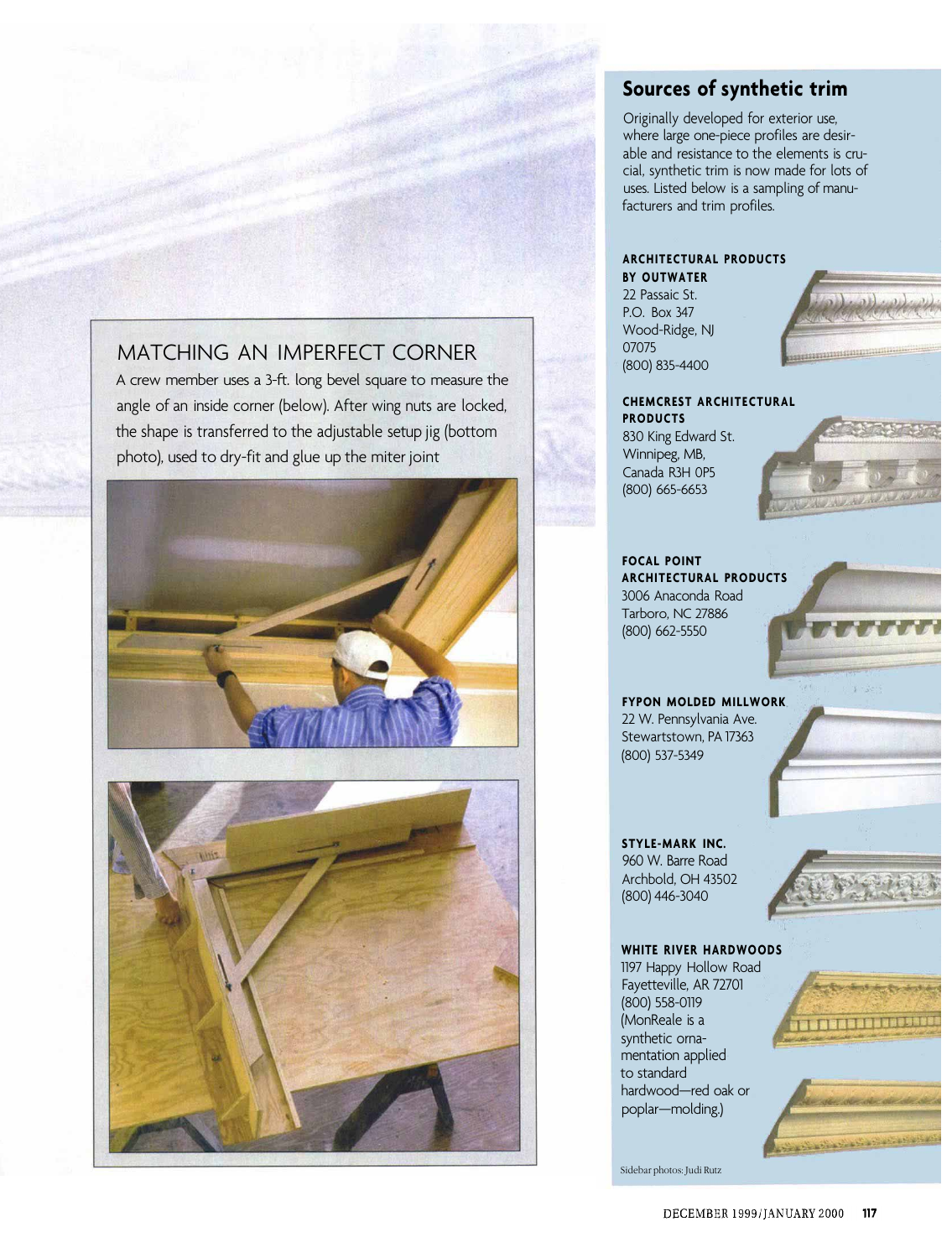## MATCHING AN IMPERFECT CORNER

A crew member uses a 3-ft. long bevel square to measure the angle of an inside corner (below). After wing nuts are locked, the shape is transferred to the adjustable setup jig (bottom photo), used to dry-fit and glue up the miter joint

## Sources of synthetic trim

Originally developed for exterior use, where large one-piece profiles are desirable and resistance to the elements is crucial, synthetic trim is now made for lots of uses. Listed below is a sampling of manufacturers and trim profiles.

**ARCHITECTURAL PRODUCTS BY OUTWATER**
22 Passaic St.
P.O. Box 347
Wood-Ridge, NJ
07075
(800) 835-4400

**CHEMCREST ARCHITECTURAL PRODUCTS**
830 King Edward St.
Winnipeg, MB,
Canada R3H 0P5
(800) 665-6653

**FOCAL POINT ARCHITECTURAL PRODUCTS**
3006 Anaconda Road
Tarboro, NC 27886
(800) 662-5550

**FYPON MOLDED MILLWORK**
22 W. Pennsylvania Ave.
Stewartstown, PA 17363
(800) 537-5349

**STYLE-MARK INC.**
960 W. Barre Road
Archbold, OH 43502
(800) 446-3040

**WHITE RIVER HARDWOODS**
1197 Happy Hollow Road
Fayetteville, AR 72701
(800) 558-0119
(MonReale is a synthetic ornamentation applied to standard hardwood—red oak or poplar—molding.)

Sidebar photos: Judi Rutz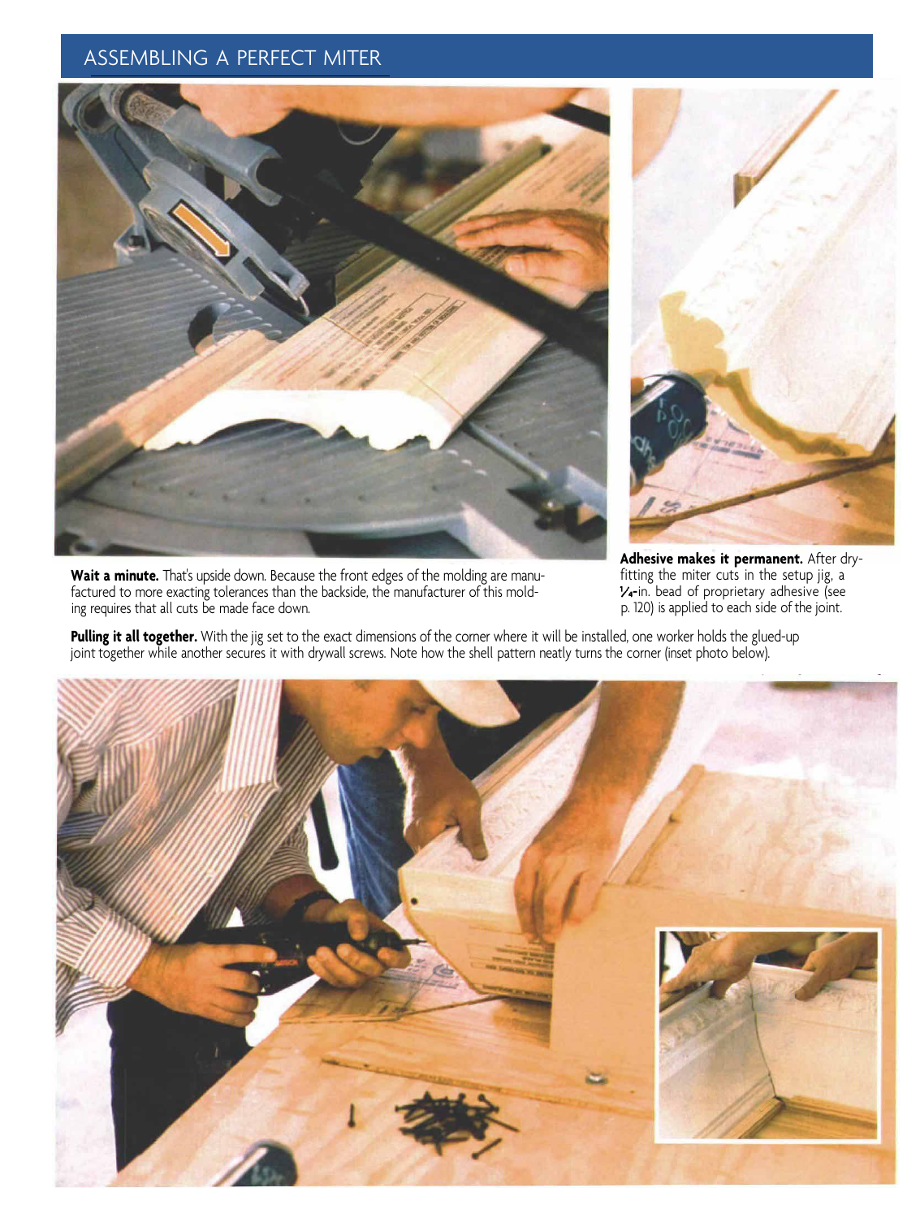## ASSEMBLING A PERFECT MITER

**Wait a minute.** That's upside down. Because the front edges of the molding are manufactured to more exacting tolerances than the backside, the manufacturer of this molding requires that all cuts be made face down.

**Adhesive makes it permanent.** After dry-fitting the miter cuts in the setup jig, a ¼-in. bead of proprietary adhesive (see p. 120) is applied to each side of the joint.

**Pulling it all together.** With the jig set to the exact dimensions of the corner where it will be installed, one worker holds the glued-up joint together while another secures it with drywall screws. Note how the shell pattern neatly turns the corner (inset photo below).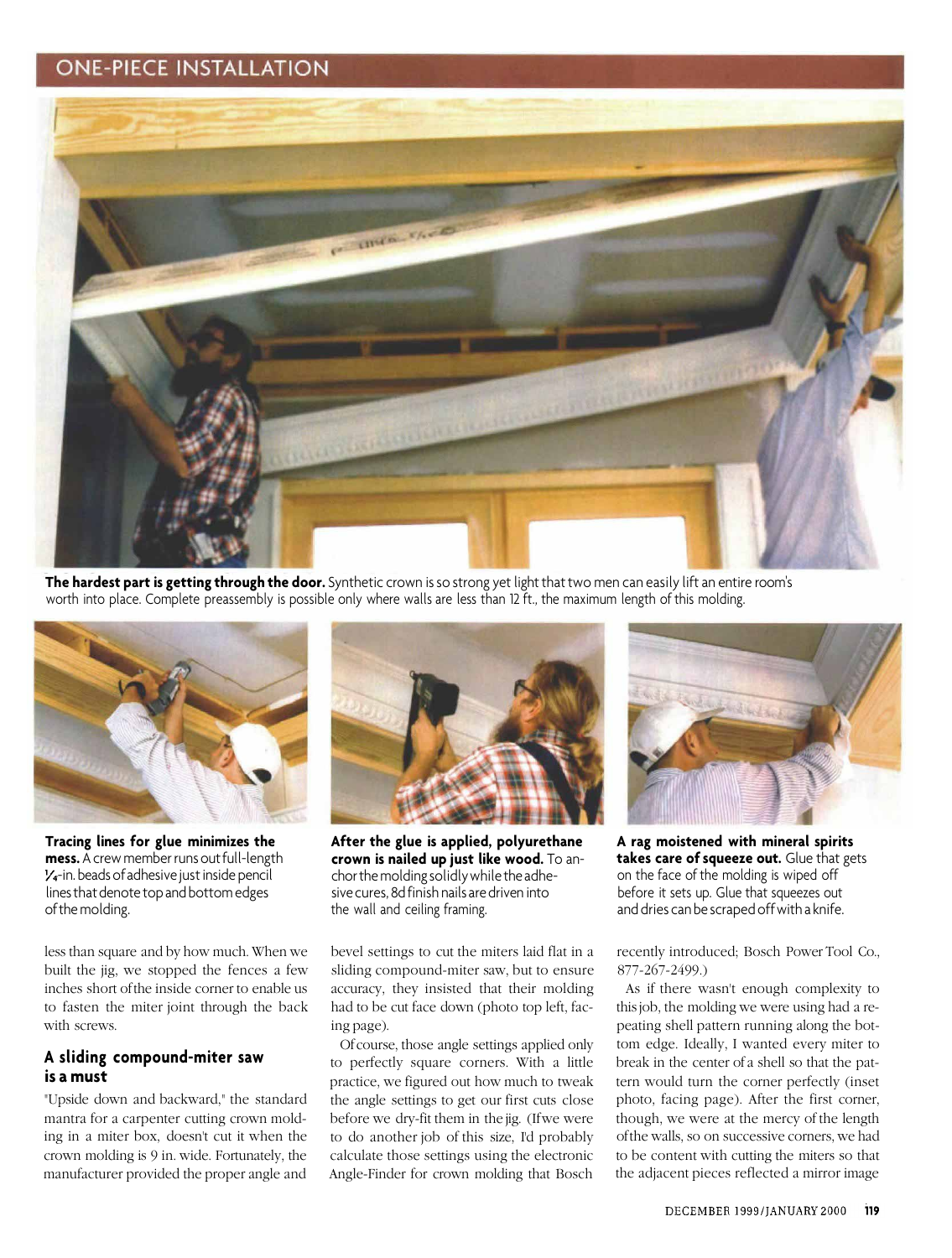## ONE-PIECE INSTALLATION

**The hardest part is getting through the door.** Synthetic crown is so strong yet light that two men can easily lift an entire room's worth into place. Complete preassembly is possible only where walls are less than 12 ft., the maximum length of this molding.

**Tracing lines for glue minimizes the mess.** A crew member runs out full-length ¼-in. beads of adhesive just inside pencil lines that denote top and bottom edges of the molding.

**After the glue is applied, polyurethane crown is nailed up just like wood.** To anchor the molding solidly while the adhesive cures, 8d finish nails are driven into the wall and ceiling framing.

**A rag moistened with mineral spirits takes care of squeeze out.** Glue that gets on the face of the molding is wiped off before it sets up. Glue that squeezes out and dries can be scraped off with a knife.

less than square and by how much. When we built the jig, we stopped the fences a few inches short of the inside corner to enable us to fasten the miter joint through the back with screws.

### A sliding compound-miter saw is a must

"Upside down and backward," the standard mantra for a carpenter cutting crown molding in a miter box, doesn't cut it when the crown molding is 9 in. wide. Fortunately, the manufacturer provided the proper angle and bevel settings to cut the miters laid flat in a sliding compound-miter saw, but to ensure accuracy, they insisted that their molding had to be cut face down (photo top left, facing page).

Of course, those angle settings applied only to perfectly square corners. With a little practice, we figured out how much to tweak the angle settings to get our first cuts close before we dry-fit them in the jig. (If we were to do another job of this size, I'd probably calculate those settings using the electronic Angle-Finder for crown molding that Bosch recently introduced; Bosch Power Tool Co., 877-267-2499.)

As if there wasn't enough complexity to this job, the molding we were using had a repeating shell pattern running along the bottom edge. Ideally, I wanted every miter to break in the center of a shell so that the pattern would turn the corner perfectly (inset photo, facing page). After the first corner, though, we were at the mercy of the length of the walls, so on successive corners, we had to be content with cutting the miters so that the adjacent pieces reflected a mirror image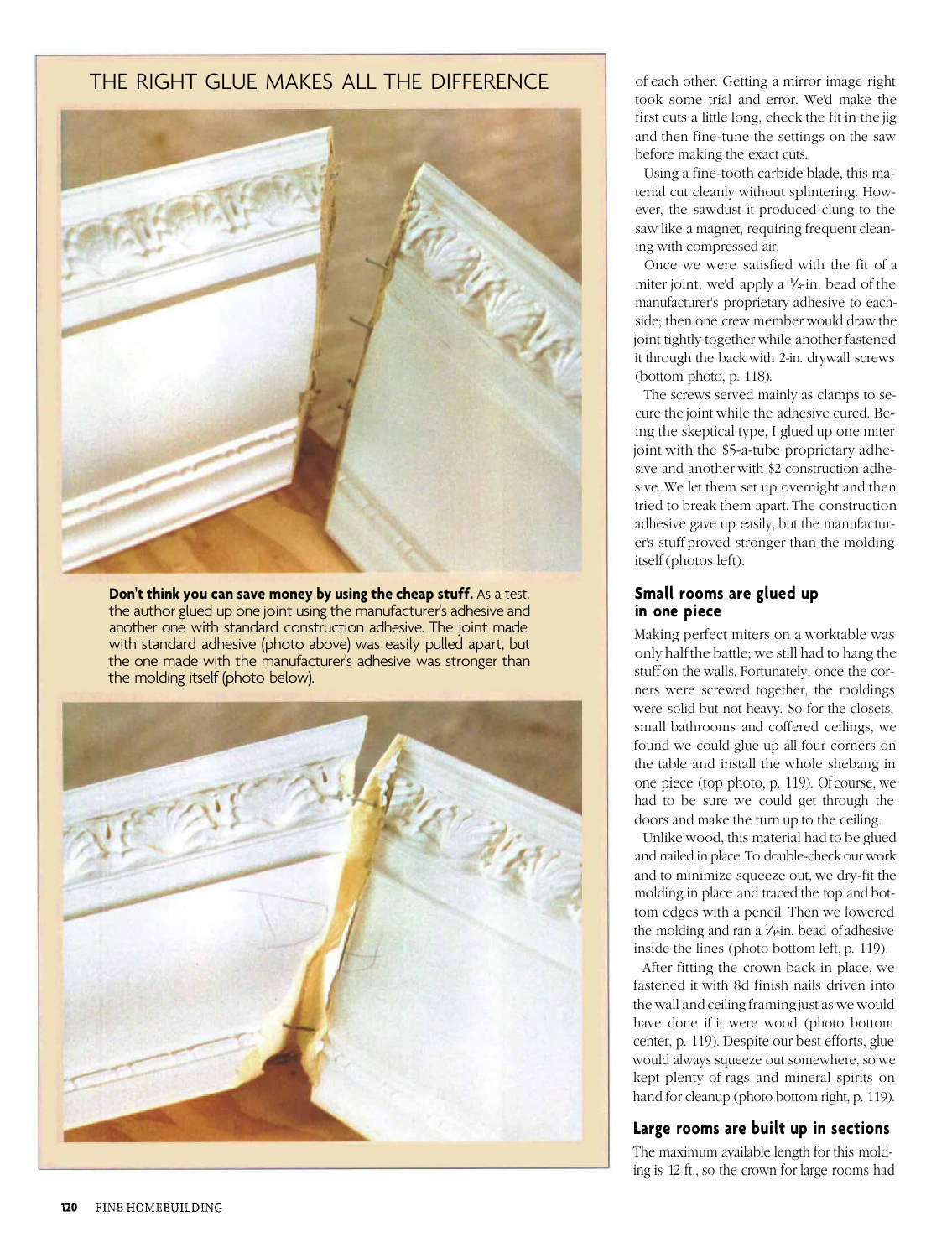## THE RIGHT GLUE MAKES ALL THE DIFFERENCE

**Don't think you can save money by using the cheap stuff.** As a test, the author glued up one joint using the manufacturer's adhesive and another one with standard construction adhesive. The joint made with standard adhesive (photo above) was easily pulled apart, but the one made with the manufacturer's adhesive was stronger than the molding itself (photo below).

of each other. Getting a mirror image right took some trial and error. We'd make the first cuts a little long, check the fit in the jig and then fine-tune the settings on the saw before making the exact cuts.

Using a fine-tooth carbide blade, this material cut cleanly without splintering. However, the sawdust it produced clung to the saw like a magnet, requiring frequent cleaning with compressed air.

Once we were satisfied with the fit of a miter joint, we'd apply a 1/4-in. bead of the manufacturer's proprietary adhesive to each side; then one crew member would draw the joint tightly together while another fastened it through the back with 2-in. drywall screws (bottom photo, p. 118).

The screws served mainly as clamps to secure the joint while the adhesive cured. Being the skeptical type, I glued up one miter joint with the $5-a-tube proprietary adhesive and another with $2 construction adhesive. We let them set up overnight and then tried to break them apart. The construction adhesive gave up easily, but the manufacturer's stuff proved stronger than the molding itself (photos left).

### Small rooms are glued up in one piece

Making perfect miters on a worktable was only half the battle; we still had to hang the stuff on the walls. Fortunately, once the corners were screwed together, the moldings were solid but not heavy. So for the closets, small bathrooms and coffered ceilings, we found we could glue up all four corners on the table and install the whole shebang in one piece (top photo, p. 119). Of course, we had to be sure we could get through the doors and make the turn up to the ceiling.

Unlike wood, this material had to be glued and nailed in place. To double-check our work and to minimize squeeze out, we dry-fit the molding in place and traced the top and bottom edges with a pencil. Then we lowered the molding and ran a 1/4-in. bead of adhesive inside the lines (photo bottom left, p. 119).

After fitting the crown back in place, we fastened it with 8d finish nails driven into the wall and ceiling framing just as we would have done if it were wood (photo bottom center, p. 119). Despite our best efforts, glue would always squeeze out somewhere, so we kept plenty of rags and mineral spirits on hand for cleanup (photo bottom right, p. 119).

### Large rooms are built up in sections

The maximum available length for this molding is 12 ft., so the crown for large rooms had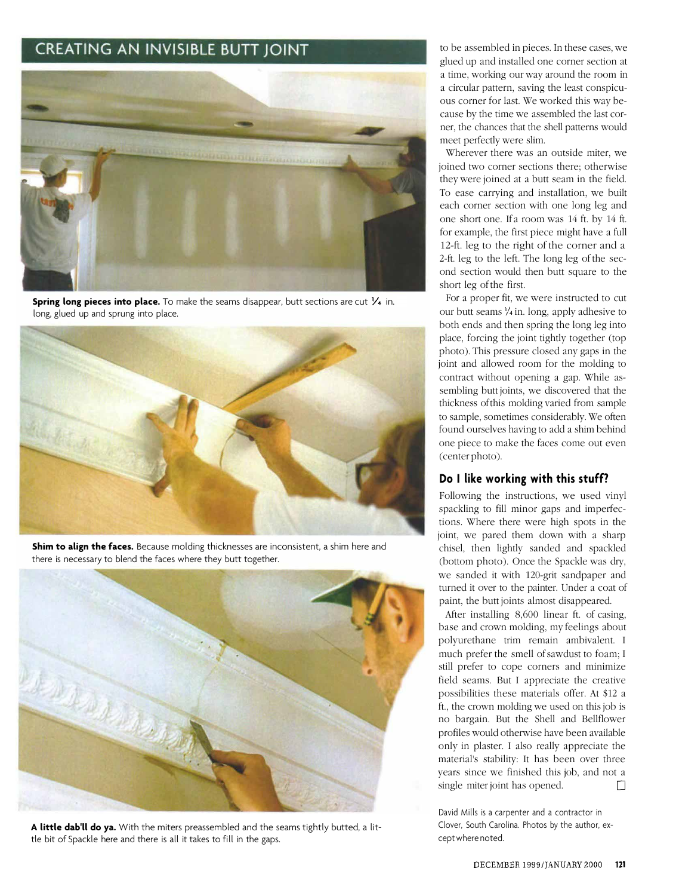## CREATING AN INVISIBLE BUTT JOINT

**Spring long pieces into place.** To make the seams disappear, butt sections are cut ¼ in. long, glued up and sprung into place.

**Shim to align the faces.** Because molding thicknesses are inconsistent, a shim here and there is necessary to blend the faces where they butt together.

**A little dab'll do ya.** With the miters preassembled and the seams tightly butted, a little bit of Spackle here and there is all it takes to fill in the gaps.

to be assembled in pieces. In these cases, we glued up and installed one corner section at a time, working our way around the room in a circular pattern, saving the least conspicuous corner for last. We worked this way because by the time we assembled the last corner, the chances that the shell patterns would meet perfectly were slim.

Wherever there was an outside miter, we joined two corner sections there; otherwise they were joined at a butt seam in the field. To ease carrying and installation, we built each corner section with one long leg and one short one. If a room was 14 ft. by 14 ft. for example, the first piece might have a full 12-ft. leg to the right of the corner and a 2-ft. leg to the left. The long leg of the second section would then butt square to the short leg of the first.

For a proper fit, we were instructed to cut our butt seams ¼ in. long, apply adhesive to both ends and then spring the long leg into place, forcing the joint tightly together (top photo). This pressure closed any gaps in the joint and allowed room for the molding to contract without opening a gap. While assembling butt joints, we discovered that the thickness of this molding varied from sample to sample, sometimes considerably. We often found ourselves having to add a shim behind one piece to make the faces come out even (center photo).

### Do I like working with this stuff?

Following the instructions, we used vinyl spackling to fill minor gaps and imperfections. Where there were high spots in the joint, we pared them down with a sharp chisel, then lightly sanded and spackled (bottom photo). Once the Spackle was dry, we sanded it with 120-grit sandpaper and turned it over to the painter. Under a coat of paint, the butt joints almost disappeared.

After installing 8,600 linear ft. of casing, base and crown molding, my feelings about polyurethane trim remain ambivalent. I much prefer the smell of sawdust to foam; I still prefer to cope corners and minimize field seams. But I appreciate the creative possibilities these materials offer. At $12 a ft., the crown molding we used on this job is no bargain. But the Shell and Bellflower profiles would otherwise have been available only in plaster. I also really appreciate the material's stability: It has been over three years since we finished this job, and not a single miter joint has opened. □

David Mills is a carpenter and a contractor in Clover, South Carolina. Photos by the author, except where noted.